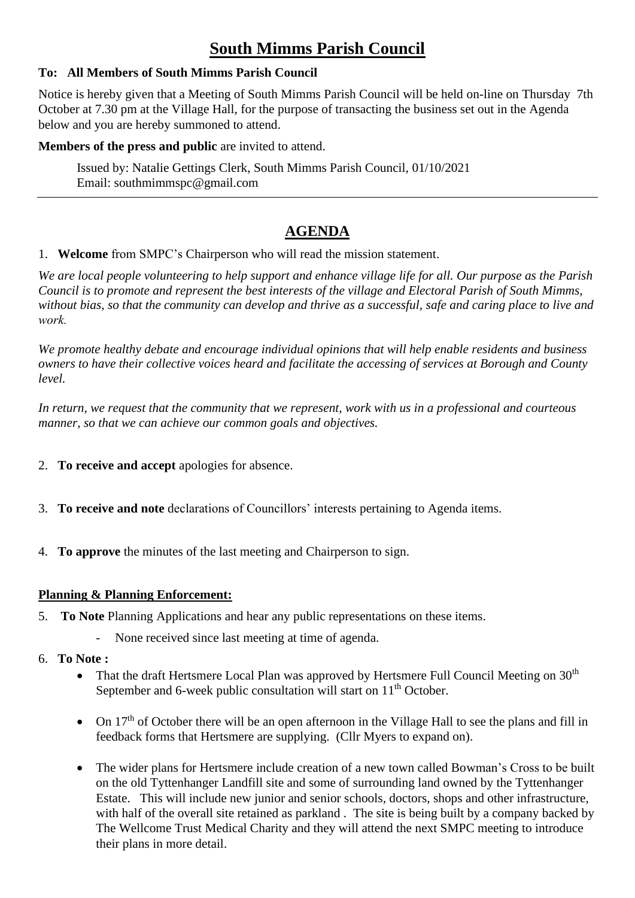# South Mimms Parish Council

**To: All Members of South Mimms Parish Council**

Notice is hereby given that a Meeting of South Mimms Parish Council will be held on-line on Thursday 7th October at 7.30 pm at the Village Hall, for the purpose of transacting the business set out in the Agenda below and you are hereby summoned to attend.

**Members of the press and public** are invited to attend.

Issued by: Natalie Gettings Clerk, South Mimms Parish Council, 01/10/2021
Email: southmimmspc@gmail.com

---

## AGENDA

1. **Welcome** from SMPC's Chairperson who will read the mission statement.

*We are local people volunteering to help support and enhance village life for all. Our purpose as the Parish Council is to promote and represent the best interests of the village and Electoral Parish of South Mimms, without bias, so that the community can develop and thrive as a successful, safe and caring place to live and work.*

*We promote healthy debate and encourage individual opinions that will help enable residents and business owners to have their collective voices heard and facilitate the accessing of services at Borough and County level.*

*In return, we request that the community that we represent, work with us in a professional and courteous manner, so that we can achieve our common goals and objectives.*

2. **To receive and accept** apologies for absence.

3. **To receive and note** declarations of Councillors' interests pertaining to Agenda items.

4. **To approve** the minutes of the last meeting and Chairperson to sign.

**Planning & Planning Enforcement:**

5. **To Note** Planning Applications and hear any public representations on these items.
   - None received since last meeting at time of agenda.

6. **To Note :**
   - That the draft Hertsmere Local Plan was approved by Hertsmere Full Council Meeting on 30th September and 6-week public consultation will start on 11th October.
   - On 17th of October there will be an open afternoon in the Village Hall to see the plans and fill in feedback forms that Hertsmere are supplying. (Cllr Myers to expand on).
   - The wider plans for Hertsmere include creation of a new town called Bowman's Cross to be built on the old Tyttenhanger Landfill site and some of surrounding land owned by the Tyttenhanger Estate. This will include new junior and senior schools, doctors, shops and other infrastructure, with half of the overall site retained as parkland . The site is being built by a company backed by The Wellcome Trust Medical Charity and they will attend the next SMPC meeting to introduce their plans in more detail.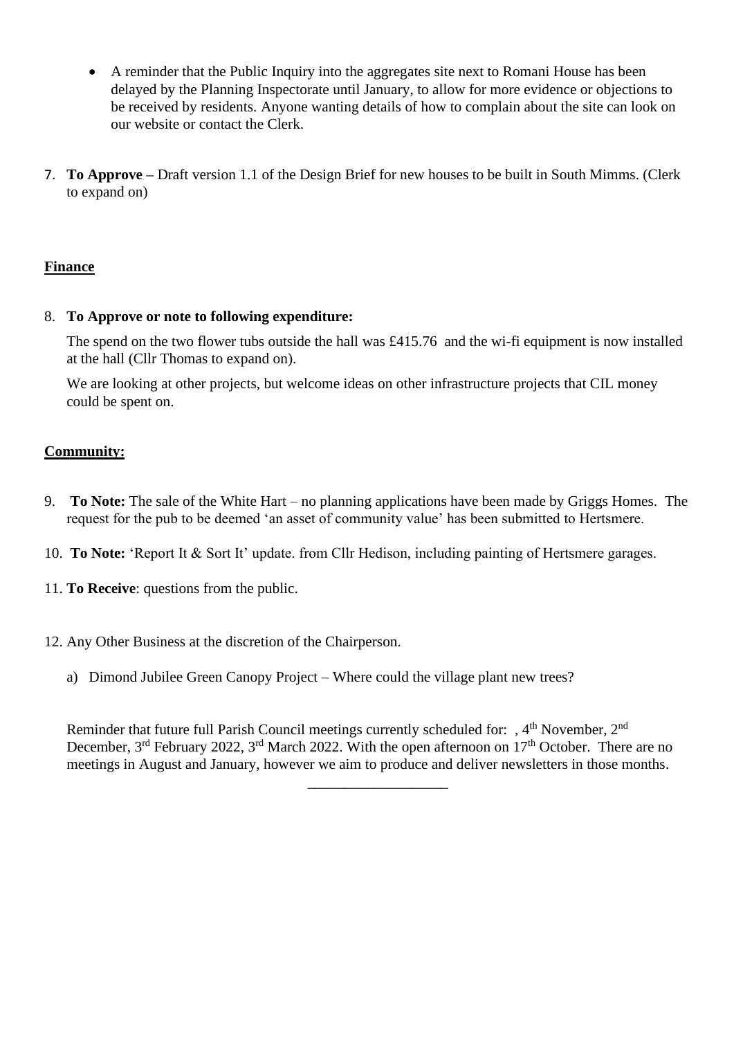- A reminder that the Public Inquiry into the aggregates site next to Romani House has been delayed by the Planning Inspectorate until January, to allow for more evidence or objections to be received by residents. Anyone wanting details of how to complain about the site can look on our website or contact the Clerk.

7. **To Approve –** Draft version 1.1 of the Design Brief for new houses to be built in South Mimms. (Clerk to expand on)

**Finance**

8. **To Approve or note to following expenditure:**

   The spend on the two flower tubs outside the hall was £415.76 and the wi-fi equipment is now installed at the hall (Cllr Thomas to expand on).

   We are looking at other projects, but welcome ideas on other infrastructure projects that CIL money could be spent on.

**Community:**

9. **To Note:** The sale of the White Hart – no planning applications have been made by Griggs Homes. The request for the pub to be deemed 'an asset of community value' has been submitted to Hertsmere.

10. **To Note:** 'Report It & Sort It' update. from Cllr Hedison, including painting of Hertsmere garages.

11. **To Receive**: questions from the public.

12. Any Other Business at the discretion of the Chairperson.

    a) Dimond Jubilee Green Canopy Project – Where could the village plant new trees?

Reminder that future full Parish Council meetings currently scheduled for: , 4th November, 2nd December, 3rd February 2022, 3rd March 2022. With the open afternoon on 17th October. There are no meetings in August and January, however we aim to produce and deliver newsletters in those months.

\_\_\_\_\_\_\_\_\_\_\_\_\_\_\_\_\_\_\_